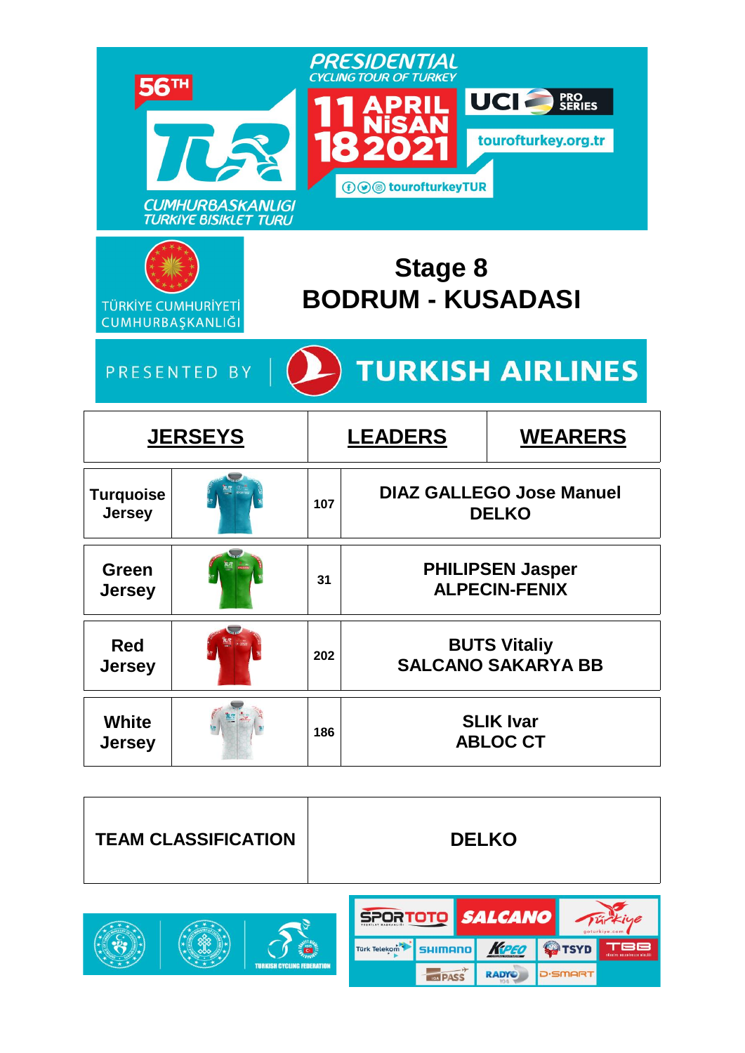56TH

PRESIDENTIAL CYCLING TOUR OF TURKEY

11 APRIL NİSAN 18 2021

UCI PRO SERIES

tourofturkey.org.tr

tourofturkeyTUR

CUMHURBAŞKANLIĞI TÜRKİYE BİSİKLET TURU

TÜRKİYE CUMHURİYETİ CUMHURBAŞKANLIĞI

# Stage 8
# BODRUM - KUSADASI

PRESENTED BY TURKISH AIRLINES

| JERSEYS | | LEADERS | WEARERS |
|---|---|---|---|
| Turquoise Jersey | | 107 | DIAZ GALLEGO Jose Manuel DELKO |
| Green Jersey | | 31 | PHILIPSEN Jasper ALPECIN-FENIX |
| Red Jersey | | 202 | BUTS Vitaliy SALCANO SAKARYA BB |
| White Jersey | | 186 | SLIK Ivar ABLOC CT |

| TEAM CLASSIFICATION | DELKO |
|---|---|

TURKISH CYCLING FEDERATION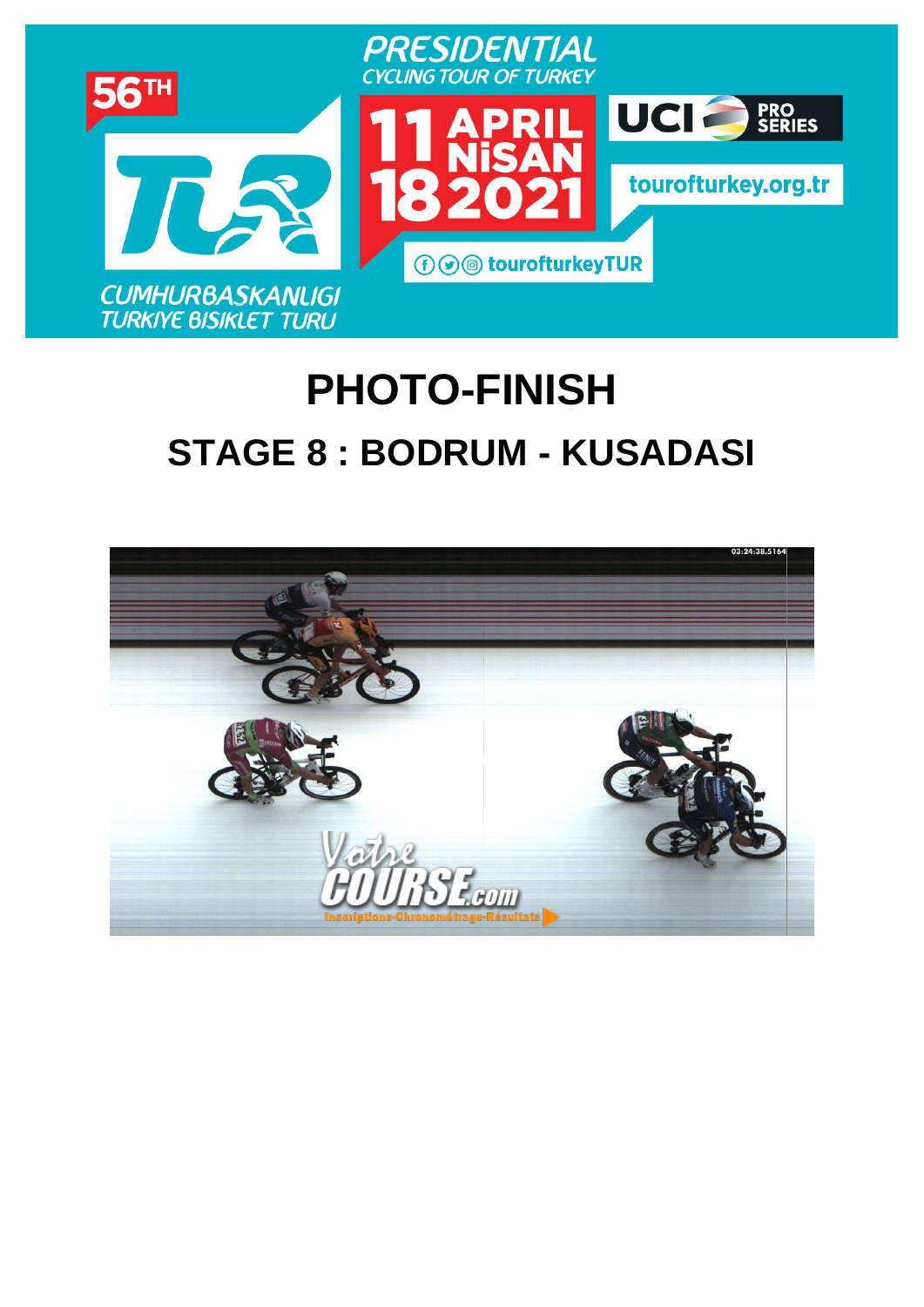# PHOTO-FINISH

## STAGE 8 : BODRUM - KUSADASI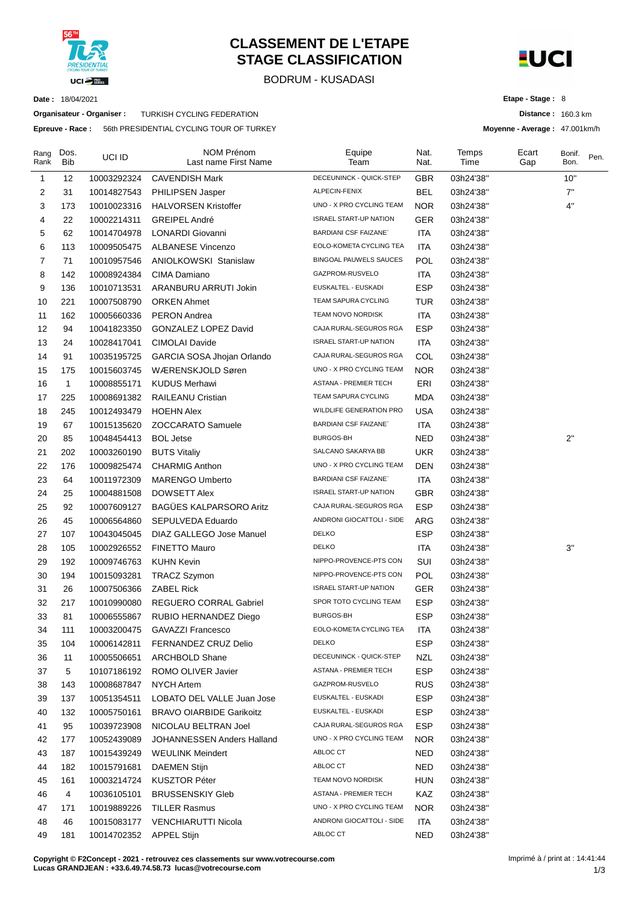# CLASSEMENT DE L'ETAPE
# STAGE CLASSIFICATION

BODRUM - KUSADASI

**Date :** 18/04/2021

**Organisateur - Organiser :** TURKISH CYCLING FEDERATION

**Epreuve - Race :** 56th PRESIDENTIAL CYCLING TOUR OF TURKEY

**Etape - Stage :** 8

**Distance :** 160.3 km

**Moyenne - Average :** 47.001km/h

| Rang Rank | Dos. Bib | UCI ID | NOM Prénom Last name First Name | Equipe Team | Nat. Nat. | Temps Time | Ecart Gap | Bonif. Bon. | Pen. |
|---|---|---|---|---|---|---|---|---|---|
| 1 | 12 | 10003292324 | CAVENDISH Mark | DECEUNINCK - QUICK-STEP | GBR | 03h24'38'' | | 10'' | |
| 2 | 31 | 10014827543 | PHILIPSEN Jasper | ALPECIN-FENIX | BEL | 03h24'38'' | | 7'' | |
| 3 | 173 | 10010023316 | HALVORSEN Kristoffer | UNO - X PRO CYCLING TEAM | NOR | 03h24'38'' | | 4'' | |
| 4 | 22 | 10002214311 | GREIPEL André | ISRAEL START-UP NATION | GER | 03h24'38'' | | | |
| 5 | 62 | 10014704978 | LONARDI Giovanni | BARDIANI CSF FAIZANE` | ITA | 03h24'38'' | | | |
| 6 | 113 | 10009505475 | ALBANESE Vincenzo | EOLO-KOMETA CYCLING TEA | ITA | 03h24'38'' | | | |
| 7 | 71 | 10010957546 | ANIOLKOWSKI Stanislaw | BINGOAL PAUWELS SAUCES | POL | 03h24'38'' | | | |
| 8 | 142 | 10008924384 | CIMA Damiano | GAZPROM-RUSVELO | ITA | 03h24'38'' | | | |
| 9 | 136 | 10010713531 | ARANBURU ARRUTI Jokin | EUSKALTEL - EUSKADI | ESP | 03h24'38'' | | | |
| 10 | 221 | 10007508790 | ORKEN Ahmet | TEAM SAPURA CYCLING | TUR | 03h24'38'' | | | |
| 11 | 162 | 10005660336 | PERON Andrea | TEAM NOVO NORDISK | ITA | 03h24'38'' | | | |
| 12 | 94 | 10041823350 | GONZALEZ LOPEZ David | CAJA RURAL-SEGUROS RGA | ESP | 03h24'38'' | | | |
| 13 | 24 | 10028417041 | CIMOLAI Davide | ISRAEL START-UP NATION | ITA | 03h24'38'' | | | |
| 14 | 91 | 10035195725 | GARCIA SOSA Jhojan Orlando | CAJA RURAL-SEGUROS RGA | COL | 03h24'38'' | | | |
| 15 | 175 | 10015603745 | WÆRENSKJOLD Søren | UNO - X PRO CYCLING TEAM | NOR | 03h24'38'' | | | |
| 16 | 1 | 10008855171 | KUDUS Merhawi | ASTANA - PREMIER TECH | ERI | 03h24'38'' | | | |
| 17 | 225 | 10008691382 | RAILEANU Cristian | TEAM SAPURA CYCLING | MDA | 03h24'38'' | | | |
| 18 | 245 | 10012493479 | HOEHN Alex | WILDLIFE GENERATION PRO | USA | 03h24'38'' | | | |
| 19 | 67 | 10015135620 | ZOCCARATO Samuele | BARDIANI CSF FAIZANE` | ITA | 03h24'38'' | | | |
| 20 | 85 | 10048454413 | BOL Jetse | BURGOS-BH | NED | 03h24'38'' | | 2'' | |
| 21 | 202 | 10003260190 | BUTS Vitaliy | SALCANO SAKARYA BB | UKR | 03h24'38'' | | | |
| 22 | 176 | 10009825474 | CHARMIG Anthon | UNO - X PRO CYCLING TEAM | DEN | 03h24'38'' | | | |
| 23 | 64 | 10011972309 | MARENGO Umberto | BARDIANI CSF FAIZANE` | ITA | 03h24'38'' | | | |
| 24 | 25 | 10004881508 | DOWSETT Alex | ISRAEL START-UP NATION | GBR | 03h24'38'' | | | |
| 25 | 92 | 10007609127 | BAGÜES KALPARSORO Aritz | CAJA RURAL-SEGUROS RGA | ESP | 03h24'38'' | | | |
| 26 | 45 | 10006564860 | SEPULVEDA Eduardo | ANDRONI GIOCATTOLI - SIDE | ARG | 03h24'38'' | | | |
| 27 | 107 | 10043045045 | DIAZ GALLEGO Jose Manuel | DELKO | ESP | 03h24'38'' | | | |
| 28 | 105 | 10002926552 | FINETTO Mauro | DELKO | ITA | 03h24'38'' | | 3'' | |
| 29 | 192 | 10009746763 | KUHN Kevin | NIPPO-PROVENCE-PTS CON | SUI | 03h24'38'' | | | |
| 30 | 194 | 10015093281 | TRACZ Szymon | NIPPO-PROVENCE-PTS CON | POL | 03h24'38'' | | | |
| 31 | 26 | 10007506366 | ZABEL Rick | ISRAEL START-UP NATION | GER | 03h24'38'' | | | |
| 32 | 217 | 10010990080 | REGUERO CORRAL Gabriel | SPOR TOTO CYCLING TEAM | ESP | 03h24'38'' | | | |
| 33 | 81 | 10006555867 | RUBIO HERNANDEZ Diego | BURGOS-BH | ESP | 03h24'38'' | | | |
| 34 | 111 | 10003200475 | GAVAZZI Francesco | EOLO-KOMETA CYCLING TEA | ITA | 03h24'38'' | | | |
| 35 | 104 | 10006142811 | FERNANDEZ CRUZ Delio | DELKO | ESP | 03h24'38'' | | | |
| 36 | 11 | 10005506651 | ARCHBOLD Shane | DECEUNINCK - QUICK-STEP | NZL | 03h24'38'' | | | |
| 37 | 5 | 10107186192 | ROMO OLIVER Javier | ASTANA - PREMIER TECH | ESP | 03h24'38'' | | | |
| 38 | 143 | 10008687847 | NYCH Artem | GAZPROM-RUSVELO | RUS | 03h24'38'' | | | |
| 39 | 137 | 10051354511 | LOBATO DEL VALLE Juan Jose | EUSKALTEL - EUSKADI | ESP | 03h24'38'' | | | |
| 40 | 132 | 10005750161 | BRAVO OIARBIDE Garikoitz | EUSKALTEL - EUSKADI | ESP | 03h24'38'' | | | |
| 41 | 95 | 10039723908 | NICOLAU BELTRAN Joel | CAJA RURAL-SEGUROS RGA | ESP | 03h24'38'' | | | |
| 42 | 177 | 10052439089 | JOHANNESSEN Anders Halland | UNO - X PRO CYCLING TEAM | NOR | 03h24'38'' | | | |
| 43 | 187 | 10015439249 | WEULINK Meindert | ABLOC CT | NED | 03h24'38'' | | | |
| 44 | 182 | 10015791681 | DAEMEN Stijn | ABLOC CT | NED | 03h24'38'' | | | |
| 45 | 161 | 10003214724 | KUSZTOR Péter | TEAM NOVO NORDISK | HUN | 03h24'38'' | | | |
| 46 | 4 | 10036105101 | BRUSSENSKIY Gleb | ASTANA - PREMIER TECH | KAZ | 03h24'38'' | | | |
| 47 | 171 | 10019889226 | TILLER Rasmus | UNO - X PRO CYCLING TEAM | NOR | 03h24'38'' | | | |
| 48 | 46 | 10015083177 | VENCHIARUTTI Nicola | ANDRONI GIOCATTOLI - SIDE | ITA | 03h24'38'' | | | |
| 49 | 181 | 10014702352 | APPEL Stijn | ABLOC CT | NED | 03h24'38'' | | | |

**Copyright © F2Concept - 2021 - retrouvez ces classements sur www.votrecourse.com**
**Lucas GRANDJEAN : +33.6.49.74.58.73 lucas@votrecourse.com**

Imprimé à / print at : 14:41:44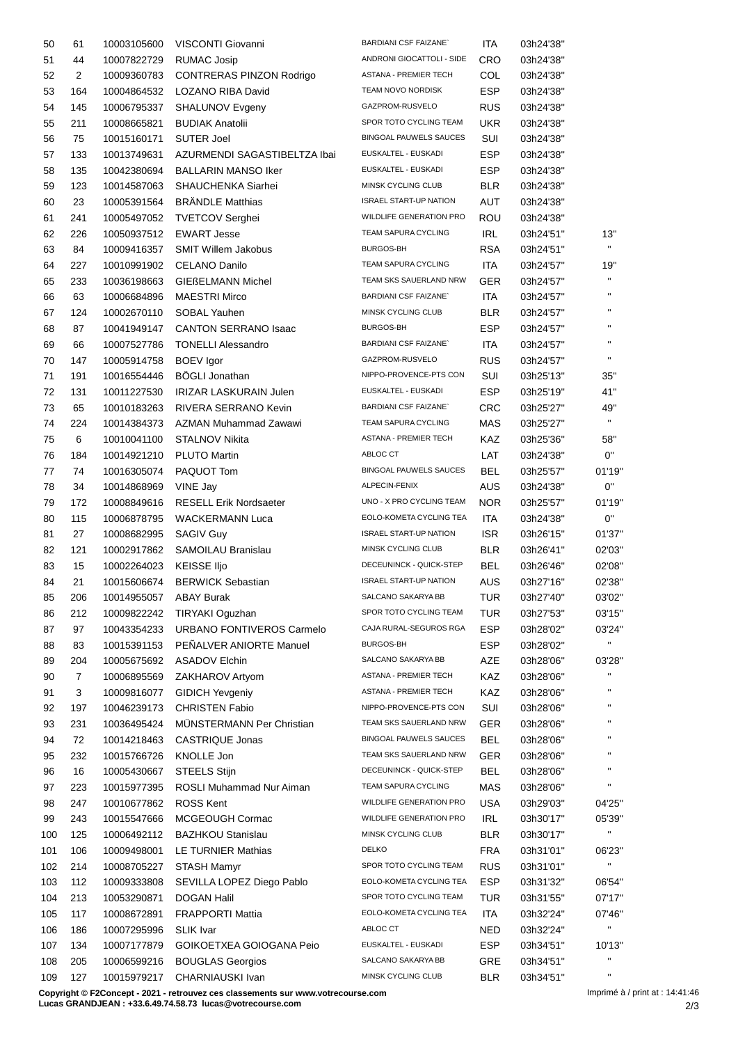| | | | | | | | |
|---|---|---|---|---|---|---|---|
| 50 | 61 | 10003105600 | VISCONTI Giovanni | BARDIANI CSF FAIZANE` | ITA | 03h24'38'' | |
| 51 | 44 | 10007822729 | RUMAC Josip | ANDRONI GIOCATTOLI - SIDE | CRO | 03h24'38'' | |
| 52 | 2 | 10009360783 | CONTRERAS PINZON Rodrigo | ASTANA - PREMIER TECH | COL | 03h24'38'' | |
| 53 | 164 | 10004864532 | LOZANO RIBA David | TEAM NOVO NORDISK | ESP | 03h24'38'' | |
| 54 | 145 | 10006795337 | SHALUNOV Evgeny | GAZPROM-RUSVELO | RUS | 03h24'38'' | |
| 55 | 211 | 10008665821 | BUDIAK Anatolii | SPOR TOTO CYCLING TEAM | UKR | 03h24'38'' | |
| 56 | 75 | 10015160171 | SUTER Joel | BINGOAL PAUWELS SAUCES | SUI | 03h24'38'' | |
| 57 | 133 | 10013749631 | AZURMENDI SAGASTIBELTZA Ibai | EUSKALTEL - EUSKADI | ESP | 03h24'38'' | |
| 58 | 135 | 10042380694 | BALLARIN MANSO Iker | EUSKALTEL - EUSKADI | ESP | 03h24'38'' | |
| 59 | 123 | 10014587063 | SHAUCHENKA Siarhei | MINSK CYCLING CLUB | BLR | 03h24'38'' | |
| 60 | 23 | 10005391564 | BRÄNDLE Matthias | ISRAEL START-UP NATION | AUT | 03h24'38'' | |
| 61 | 241 | 10005497052 | TVETCOV Serghei | WILDLIFE GENERATION PRO | ROU | 03h24'38'' | |
| 62 | 226 | 10050937512 | EWART Jesse | TEAM SAPURA CYCLING | IRL | 03h24'51'' | 13'' |
| 63 | 84 | 10009416357 | SMIT Willem Jakobus | BURGOS-BH | RSA | 03h24'51'' | " |
| 64 | 227 | 10010991902 | CELANO Danilo | TEAM SAPURA CYCLING | ITA | 03h24'57'' | 19'' |
| 65 | 233 | 10036198663 | GIEßELMANN Michel | TEAM SKS SAUERLAND NRW | GER | 03h24'57'' | " |
| 66 | 63 | 10006684896 | MAESTRI Mirco | BARDIANI CSF FAIZANE` | ITA | 03h24'57'' | " |
| 67 | 124 | 10002670110 | SOBAL Yauhen | MINSK CYCLING CLUB | BLR | 03h24'57'' | " |
| 68 | 87 | 10041949147 | CANTON SERRANO Isaac | BURGOS-BH | ESP | 03h24'57'' | " |
| 69 | 66 | 10007527786 | TONELLI Alessandro | BARDIANI CSF FAIZANE` | ITA | 03h24'57'' | " |
| 70 | 147 | 10005914758 | BOEV Igor | GAZPROM-RUSVELO | RUS | 03h24'57'' | " |
| 71 | 191 | 10016554446 | BÖGLI Jonathan | NIPPO-PROVENCE-PTS CON | SUI | 03h25'13'' | 35'' |
| 72 | 131 | 10011227530 | IRIZAR LASKURAIN Julen | EUSKALTEL - EUSKADI | ESP | 03h25'19'' | 41'' |
| 73 | 65 | 10010183263 | RIVERA SERRANO Kevin | BARDIANI CSF FAIZANE` | CRC | 03h25'27'' | 49'' |
| 74 | 224 | 10014384373 | AZMAN Muhammad Zawawi | TEAM SAPURA CYCLING | MAS | 03h25'27'' | " |
| 75 | 6 | 10010041100 | STALNOV Nikita | ASTANA - PREMIER TECH | KAZ | 03h25'36'' | 58'' |
| 76 | 184 | 10014921210 | PLUTO Martin | ABLOC CT | LAT | 03h24'38'' | 0'' |
| 77 | 74 | 10016305074 | PAQUOT Tom | BINGOAL PAUWELS SAUCES | BEL | 03h25'57'' | 01'19'' |
| 78 | 34 | 10014868969 | VINE Jay | ALPECIN-FENIX | AUS | 03h24'38'' | 0'' |
| 79 | 172 | 10008849616 | RESELL Erik Nordsaeter | UNO - X PRO CYCLING TEAM | NOR | 03h25'57'' | 01'19'' |
| 80 | 115 | 10006878795 | WACKERMANN Luca | EOLO-KOMETA CYCLING TEA | ITA | 03h24'38'' | 0'' |
| 81 | 27 | 10008682995 | SAGIV Guy | ISRAEL START-UP NATION | ISR | 03h26'15'' | 01'37'' |
| 82 | 121 | 10002917862 | SAMOILAU Branislau | MINSK CYCLING CLUB | BLR | 03h26'41'' | 02'03'' |
| 83 | 15 | 10002264023 | KEISSE Iljo | DECEUNINCK - QUICK-STEP | BEL | 03h26'46'' | 02'08'' |
| 84 | 21 | 10015606674 | BERWICK Sebastian | ISRAEL START-UP NATION | AUS | 03h27'16'' | 02'38'' |
| 85 | 206 | 10014955057 | ABAY Burak | SALCANO SAKARYA BB | TUR | 03h27'40'' | 03'02'' |
| 86 | 212 | 10009822242 | TIRYAKI Oguzhan | SPOR TOTO CYCLING TEAM | TUR | 03h27'53'' | 03'15'' |
| 87 | 97 | 10043354233 | URBANO FONTIVEROS Carmelo | CAJA RURAL-SEGUROS RGA | ESP | 03h28'02'' | 03'24'' |
| 88 | 83 | 10015391153 | PEÑALVER ANIORTE Manuel | BURGOS-BH | ESP | 03h28'02'' | " |
| 89 | 204 | 10005675692 | ASADOV Elchin | SALCANO SAKARYA BB | AZE | 03h28'06'' | 03'28'' |
| 90 | 7 | 10006895569 | ZAKHAROV Artyom | ASTANA - PREMIER TECH | KAZ | 03h28'06'' | " |
| 91 | 3 | 10009816077 | GIDICH Yevgeniy | ASTANA - PREMIER TECH | KAZ | 03h28'06'' | " |
| 92 | 197 | 10046239173 | CHRISTEN Fabio | NIPPO-PROVENCE-PTS CON | SUI | 03h28'06'' | " |
| 93 | 231 | 10036495424 | MÜNSTERMANN Per Christian | TEAM SKS SAUERLAND NRW | GER | 03h28'06'' | " |
| 94 | 72 | 10014218463 | CASTRIQUE Jonas | BINGOAL PAUWELS SAUCES | BEL | 03h28'06'' | " |
| 95 | 232 | 10015766726 | KNOLLE Jon | TEAM SKS SAUERLAND NRW | GER | 03h28'06'' | " |
| 96 | 16 | 10005430667 | STEELS Stijn | DECEUNINCK - QUICK-STEP | BEL | 03h28'06'' | " |
| 97 | 223 | 10015977395 | ROSLI Muhammad Nur Aiman | TEAM SAPURA CYCLING | MAS | 03h28'06'' | " |
| 98 | 247 | 10010677862 | ROSS Kent | WILDLIFE GENERATION PRO | USA | 03h29'03'' | 04'25'' |
| 99 | 243 | 10015547666 | MCGEOUGH Cormac | WILDLIFE GENERATION PRO | IRL | 03h30'17'' | 05'39'' |
| 100 | 125 | 10006492112 | BAZHKOU Stanislau | MINSK CYCLING CLUB | BLR | 03h30'17'' | " |
| 101 | 106 | 10009498001 | LE TURNIER Mathias | DELKO | FRA | 03h31'01'' | 06'23'' |
| 102 | 214 | 10008705227 | STASH Mamyr | SPOR TOTO CYCLING TEAM | RUS | 03h31'01'' | " |
| 103 | 112 | 10009333808 | SEVILLA LOPEZ Diego Pablo | EOLO-KOMETA CYCLING TEA | ESP | 03h31'32'' | 06'54'' |
| 104 | 213 | 10053290871 | DOGAN Halil | SPOR TOTO CYCLING TEAM | TUR | 03h31'55'' | 07'17'' |
| 105 | 117 | 10008672891 | FRAPPORTI Mattia | EOLO-KOMETA CYCLING TEA | ITA | 03h32'24'' | 07'46'' |
| 106 | 186 | 10007295996 | SLIK Ivar | ABLOC CT | NED | 03h32'24'' | " |
| 107 | 134 | 10007177879 | GOIKOETXEA GOIOGANA Peio | EUSKALTEL - EUSKADI | ESP | 03h34'51'' | 10'13'' |
| 108 | 205 | 10006599216 | BOUGLAS Georgios | SALCANO SAKARYA BB | GRE | 03h34'51'' | " |
| 109 | 127 | 10015979217 | CHARNIAUSKI Ivan | MINSK CYCLING CLUB | BLR | 03h34'51'' | " |

**Copyright © F2Concept - 2021 - retrouvez ces classements sur www.votrecourse.com**
**Lucas GRANDJEAN : +33.6.49.74.58.73 lucas@votrecourse.com**

Imprimé à / print at : 14:41:46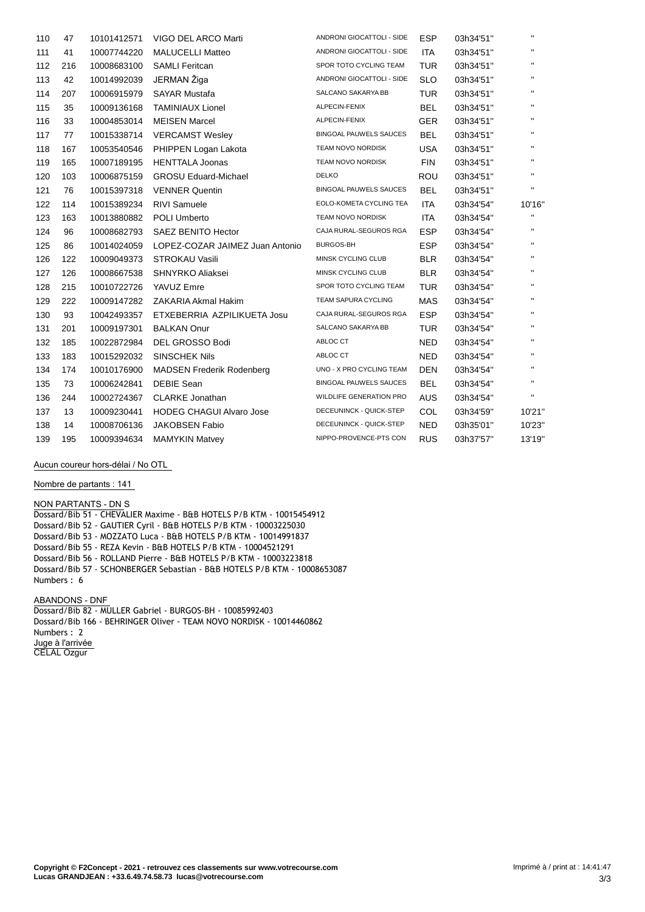| 110 | 47 | 10101412571 | VIGO DEL ARCO Marti | ANDRONI GIOCATTOLI - SIDE | ESP | 03h34'51'' | '' |
|---|---|---|---|---|---|---|---|
| 111 | 41 | 10007744220 | MALUCELLI Matteo | ANDRONI GIOCATTOLI - SIDE | ITA | 03h34'51'' | '' |
| 112 | 216 | 10008683100 | SAMLI Feritcan | SPOR TOTO CYCLING TEAM | TUR | 03h34'51'' | '' |
| 113 | 42 | 10014992039 | JERMAN Žiga | ANDRONI GIOCATTOLI - SIDE | SLO | 03h34'51'' | '' |
| 114 | 207 | 10006915979 | SAYAR Mustafa | SALCANO SAKARYA BB | TUR | 03h34'51'' | '' |
| 115 | 35 | 10009136168 | TAMINIAUX Lionel | ALPECIN-FENIX | BEL | 03h34'51'' | '' |
| 116 | 33 | 10004853014 | MEISEN Marcel | ALPECIN-FENIX | GER | 03h34'51'' | '' |
| 117 | 77 | 10015338714 | VERCAMST Wesley | BINGOAL PAUWELS SAUCES | BEL | 03h34'51'' | '' |
| 118 | 167 | 10053540546 | PHIPPEN Logan Lakota | TEAM NOVO NORDISK | USA | 03h34'51'' | '' |
| 119 | 165 | 10007189195 | HENTTALA Joonas | TEAM NOVO NORDISK | FIN | 03h34'51'' | '' |
| 120 | 103 | 10006875159 | GROSU Eduard-Michael | DELKO | ROU | 03h34'51'' | '' |
| 121 | 76 | 10015397318 | VENNER Quentin | BINGOAL PAUWELS SAUCES | BEL | 03h34'51'' | '' |
| 122 | 114 | 10015389234 | RIVI Samuele | EOLO-KOMETA CYCLING TEA | ITA | 03h34'54'' | 10'16'' |
| 123 | 163 | 10013880882 | POLI Umberto | TEAM NOVO NORDISK | ITA | 03h34'54'' | '' |
| 124 | 96 | 10008682793 | SAEZ BENITO Hector | CAJA RURAL-SEGUROS RGA | ESP | 03h34'54'' | '' |
| 125 | 86 | 10014024059 | LOPEZ-COZAR JAIMEZ Juan Antonio | BURGOS-BH | ESP | 03h34'54'' | '' |
| 126 | 122 | 10009049373 | STROKAU Vasili | MINSK CYCLING CLUB | BLR | 03h34'54'' | '' |
| 127 | 126 | 10008667538 | SHNYRKO Aliaksei | MINSK CYCLING CLUB | BLR | 03h34'54'' | '' |
| 128 | 215 | 10010722726 | YAVUZ Emre | SPOR TOTO CYCLING TEAM | TUR | 03h34'54'' | '' |
| 129 | 222 | 10009147282 | ZAKARIA Akmal Hakim | TEAM SAPURA CYCLING | MAS | 03h34'54'' | '' |
| 130 | 93 | 10042493357 | ETXEBERRIA AZPILIKUETA Josu | CAJA RURAL-SEGUROS RGA | ESP | 03h34'54'' | '' |
| 131 | 201 | 10009197301 | BALKAN Onur | SALCANO SAKARYA BB | TUR | 03h34'54'' | '' |
| 132 | 185 | 10022872984 | DEL GROSSO Bodi | ABLOC CT | NED | 03h34'54'' | '' |
| 133 | 183 | 10015292032 | SINSCHEK Nils | ABLOC CT | NED | 03h34'54'' | '' |
| 134 | 174 | 10010176900 | MADSEN Frederik Rodenberg | UNO - X PRO CYCLING TEAM | DEN | 03h34'54'' | '' |
| 135 | 73 | 10006242841 | DEBIE Sean | BINGOAL PAUWELS SAUCES | BEL | 03h34'54'' | '' |
| 136 | 244 | 10002724367 | CLARKE Jonathan | WILDLIFE GENERATION PRO | AUS | 03h34'54'' | '' |
| 137 | 13 | 10009230441 | HODEG CHAGUI Alvaro Jose | DECEUNINCK - QUICK-STEP | COL | 03h34'59'' | 10'21'' |
| 138 | 14 | 10008706136 | JAKOBSEN Fabio | DECEUNINCK - QUICK-STEP | NED | 03h35'01'' | 10'23'' |
| 139 | 195 | 10009394634 | MAMYKIN Matvey | NIPPO-PROVENCE-PTS CON | RUS | 03h37'57'' | 13'19'' |

Aucun coureur hors-délai / No OTL

Nombre de partants : 141

NON PARTANTS - DN S
Dossard/Bib 51 - CHEVALIER Maxime - B&B HOTELS P/B KTM - 10015454912
Dossard/Bib 52 - GAUTIER Cyril - B&B HOTELS P/B KTM - 10003225030
Dossard/Bib 53 - MOZZATO Luca - B&B HOTELS P/B KTM - 10014991837
Dossard/Bib 55 - REZA Kevin - B&B HOTELS P/B KTM - 10004521291
Dossard/Bib 56 - ROLLAND Pierre - B&B HOTELS P/B KTM - 10003223818
Dossard/Bib 57 - SCHONBERGER Sebastian - B&B HOTELS P/B KTM - 10008653087
Numbers : 6

ABANDONS - DNF
Dossard/Bib 82 - MÜLLER Gabriel - BURGOS-BH - 10085992403
Dossard/Bib 166 - BEHRINGER Oliver - TEAM NOVO NORDISK - 10014460862
Numbers : 2

Juge à l'arrivée
CELAL Ozgur

Copyright © F2Concept - 2021 - retrouvez ces classements sur www.votrecourse.com
Lucas GRANDJEAN : +33.6.49.74.58.73 lucas@votrecourse.com

Imprimé à / print at : 14:41:47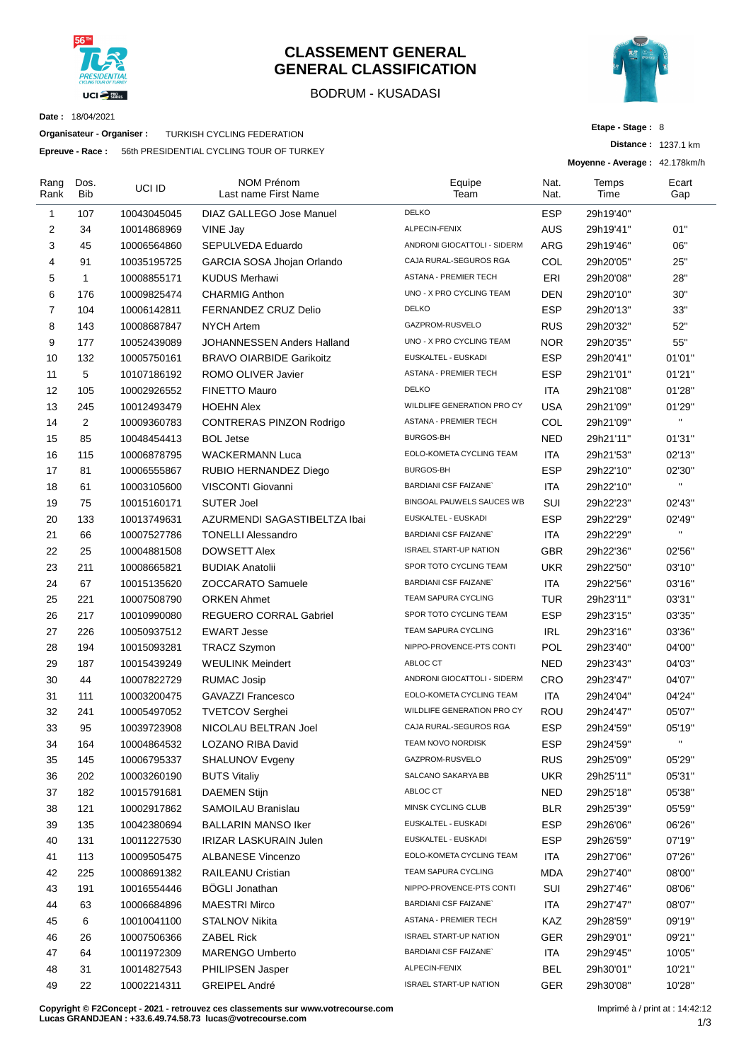# CLASSEMENT GENERAL
# GENERAL CLASSIFICATION

BODRUM - KUSADASI

**Date :** 18/04/2021

**Organisateur - Organiser :** TURKISH CYCLING FEDERATION

**Epreuve - Race :** 56th PRESIDENTIAL CYCLING TOUR OF TURKEY

**Etape - Stage :** 8

**Distance :** 1237.1 km

**Moyenne - Average :** 42.178km/h

| Rang Rank | Dos. Bib | UCI ID | NOM Prénom Last name First Name | Equipe Team | Nat. Nat. | Temps Time | Ecart Gap |
|---|---|---|---|---|---|---|---|
| 1 | 107 | 10043045045 | DIAZ GALLEGO Jose Manuel | DELKO | ESP | 29h19'40" | |
| 2 | 34 | 10014868969 | VINE Jay | ALPECIN-FENIX | AUS | 29h19'41" | 01" |
| 3 | 45 | 10006564860 | SEPULVEDA Eduardo | ANDRONI GIOCATTOLI - SIDERM | ARG | 29h19'46" | 06" |
| 4 | 91 | 10035195725 | GARCIA SOSA Jhojan Orlando | CAJA RURAL-SEGUROS RGA | COL | 29h20'05" | 25" |
| 5 | 1 | 10008855171 | KUDUS Merhawi | ASTANA - PREMIER TECH | ERI | 29h20'08" | 28" |
| 6 | 176 | 10009825474 | CHARMIG Anthon | UNO - X PRO CYCLING TEAM | DEN | 29h20'10" | 30" |
| 7 | 104 | 10006142811 | FERNANDEZ CRUZ Delio | DELKO | ESP | 29h20'13" | 33" |
| 8 | 143 | 10008687847 | NYCH Artem | GAZPROM-RUSVELO | RUS | 29h20'32" | 52" |
| 9 | 177 | 10052439089 | JOHANNESSEN Anders Halland | UNO - X PRO CYCLING TEAM | NOR | 29h20'35" | 55" |
| 10 | 132 | 10005750161 | BRAVO OIARBIDE Garikoitz | EUSKALTEL - EUSKADI | ESP | 29h20'41" | 01'01" |
| 11 | 5 | 10107186192 | ROMO OLIVER Javier | ASTANA - PREMIER TECH | ESP | 29h21'01" | 01'21" |
| 12 | 105 | 10002926552 | FINETTO Mauro | DELKO | ITA | 29h21'08" | 01'28" |
| 13 | 245 | 10012493479 | HOEHN Alex | WILDLIFE GENERATION PRO CY | USA | 29h21'09" | 01'29" |
| 14 | 2 | 10009360783 | CONTRERAS PINZON Rodrigo | ASTANA - PREMIER TECH | COL | 29h21'09" | " |
| 15 | 85 | 10048454413 | BOL Jetse | BURGOS-BH | NED | 29h21'11" | 01'31" |
| 16 | 115 | 10006878795 | WACKERMANN Luca | EOLO-KOMETA CYCLING TEAM | ITA | 29h21'53" | 02'13" |
| 17 | 81 | 10006555867 | RUBIO HERNANDEZ Diego | BURGOS-BH | ESP | 29h22'10" | 02'30" |
| 18 | 61 | 10003105600 | VISCONTI Giovanni | BARDIANI CSF FAIZANE` | ITA | 29h22'10" | " |
| 19 | 75 | 10015160171 | SUTER Joel | BINGOAL PAUWELS SAUCES WB | SUI | 29h22'23" | 02'43" |
| 20 | 133 | 10013749631 | AZURMENDI SAGASTIBELTZA Ibai | EUSKALTEL - EUSKADI | ESP | 29h22'29" | 02'49" |
| 21 | 66 | 10007527786 | TONELLI Alessandro | BARDIANI CSF FAIZANE` | ITA | 29h22'29" | " |
| 22 | 25 | 10004881508 | DOWSETT Alex | ISRAEL START-UP NATION | GBR | 29h22'36" | 02'56" |
| 23 | 211 | 10008665821 | BUDIAK Anatolii | SPOR TOTO CYCLING TEAM | UKR | 29h22'50" | 03'10" |
| 24 | 67 | 10015135620 | ZOCCARATO Samuele | BARDIANI CSF FAIZANE` | ITA | 29h22'56" | 03'16" |
| 25 | 221 | 10007508790 | ORKEN Ahmet | TEAM SAPURA CYCLING | TUR | 29h23'11" | 03'31" |
| 26 | 217 | 10010990080 | REGUERO CORRAL Gabriel | SPOR TOTO CYCLING TEAM | ESP | 29h23'15" | 03'35" |
| 27 | 226 | 10050937512 | EWART Jesse | TEAM SAPURA CYCLING | IRL | 29h23'16" | 03'36" |
| 28 | 194 | 10015093281 | TRACZ Szymon | NIPPO-PROVENCE-PTS CONTI | POL | 29h23'40" | 04'00" |
| 29 | 187 | 10015439249 | WEULINK Meindert | ABLOC CT | NED | 29h23'43" | 04'03" |
| 30 | 44 | 10007822729 | RUMAC Josip | ANDRONI GIOCATTOLI - SIDERM | CRO | 29h23'47" | 04'07" |
| 31 | 111 | 10003200475 | GAVAZZI Francesco | EOLO-KOMETA CYCLING TEAM | ITA | 29h24'04" | 04'24" |
| 32 | 241 | 10005497052 | TVETCOV Serghei | WILDLIFE GENERATION PRO CY | ROU | 29h24'47" | 05'07" |
| 33 | 95 | 10039723908 | NICOLAU BELTRAN Joel | CAJA RURAL-SEGUROS RGA | ESP | 29h24'59" | 05'19" |
| 34 | 164 | 10004864532 | LOZANO RIBA David | TEAM NOVO NORDISK | ESP | 29h24'59" | " |
| 35 | 145 | 10006795337 | SHALUNOV Evgeny | GAZPROM-RUSVELO | RUS | 29h25'09" | 05'29" |
| 36 | 202 | 10003260190 | BUTS Vitaliy | SALCANO SAKARYA BB | UKR | 29h25'11" | 05'31" |
| 37 | 182 | 10015791681 | DAEMEN Stijn | ABLOC CT | NED | 29h25'18" | 05'38" |
| 38 | 121 | 10002917862 | SAMOILAU Branislau | MINSK CYCLING CLUB | BLR | 29h25'39" | 05'59" |
| 39 | 135 | 10042380694 | BALLARIN MANSO Iker | EUSKALTEL - EUSKADI | ESP | 29h26'06" | 06'26" |
| 40 | 131 | 10011227530 | IRIZAR LASKURAIN Julen | EUSKALTEL - EUSKADI | ESP | 29h26'59" | 07'19" |
| 41 | 113 | 10009505475 | ALBANESE Vincenzo | EOLO-KOMETA CYCLING TEAM | ITA | 29h27'06" | 07'26" |
| 42 | 225 | 10008691382 | RAILEANU Cristian | TEAM SAPURA CYCLING | MDA | 29h27'40" | 08'00" |
| 43 | 191 | 10016554446 | BÖGLI Jonathan | NIPPO-PROVENCE-PTS CONTI | SUI | 29h27'46" | 08'06" |
| 44 | 63 | 10006684896 | MAESTRI Mirco | BARDIANI CSF FAIZANE` | ITA | 29h27'47" | 08'07" |
| 45 | 6 | 10010041100 | STALNOV Nikita | ASTANA - PREMIER TECH | KAZ | 29h28'59" | 09'19" |
| 46 | 26 | 10007506366 | ZABEL Rick | ISRAEL START-UP NATION | GER | 29h29'01" | 09'21" |
| 47 | 64 | 10011972309 | MARENGO Umberto | BARDIANI CSF FAIZANE` | ITA | 29h29'45" | 10'05" |
| 48 | 31 | 10014827543 | PHILIPSEN Jasper | ALPECIN-FENIX | BEL | 29h30'01" | 10'21" |
| 49 | 22 | 10002214311 | GREIPEL André | ISRAEL START-UP NATION | GER | 29h30'08" | 10'28" |

**Copyright © F2Concept - 2021 - retrouvez ces classements sur www.votrecourse.com**
**Lucas GRANDJEAN : +33.6.49.74.58.73 lucas@votrecourse.com**

Imprimé à / print at : 14:42:12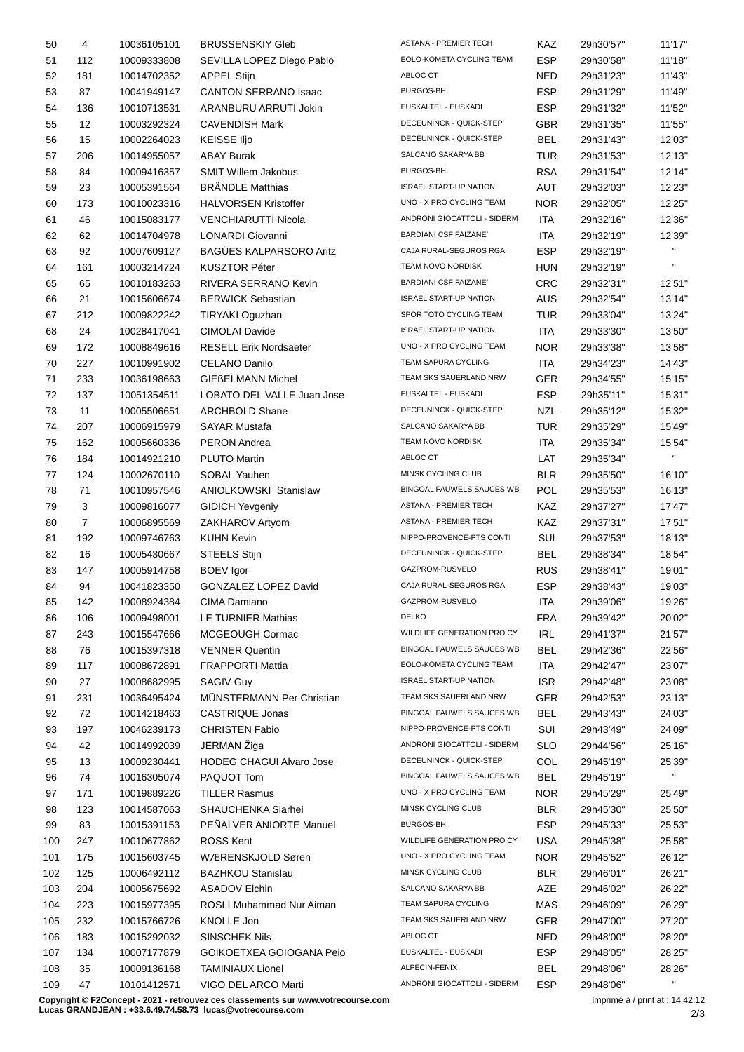| | | | | | | | |
|---|---|---|---|---|---|---|---|
| 50 | 4 | 10036105101 | BRUSSENSKIY Gleb | ASTANA - PREMIER TECH | KAZ | 29h30'57'' | 11'17'' |
| 51 | 112 | 10009333808 | SEVILLA LOPEZ Diego Pablo | EOLO-KOMETA CYCLING TEAM | ESP | 29h30'58'' | 11'18'' |
| 52 | 181 | 10014702352 | APPEL Stijn | ABLOC CT | NED | 29h31'23'' | 11'43'' |
| 53 | 87 | 10041949147 | CANTON SERRANO Isaac | BURGOS-BH | ESP | 29h31'29'' | 11'49'' |
| 54 | 136 | 10010713531 | ARANBURU ARRUTI Jokin | EUSKALTEL - EUSKADI | ESP | 29h31'32'' | 11'52'' |
| 55 | 12 | 10003292324 | CAVENDISH Mark | DECEUNINCK - QUICK-STEP | GBR | 29h31'35'' | 11'55'' |
| 56 | 15 | 10002264023 | KEISSE Iljo | DECEUNINCK - QUICK-STEP | BEL | 29h31'43'' | 12'03'' |
| 57 | 206 | 10014955057 | ABAY Burak | SALCANO SAKARYA BB | TUR | 29h31'53'' | 12'13'' |
| 58 | 84 | 10009416357 | SMIT Willem Jakobus | BURGOS-BH | RSA | 29h31'54'' | 12'14'' |
| 59 | 23 | 10005391564 | BRÄNDLE Matthias | ISRAEL START-UP NATION | AUT | 29h32'03'' | 12'23'' |
| 60 | 173 | 10010023316 | HALVORSEN Kristoffer | UNO - X PRO CYCLING TEAM | NOR | 29h32'05'' | 12'25'' |
| 61 | 46 | 10015083177 | VENCHIARUTTI Nicola | ANDRONI GIOCATTOLI - SIDERM | ITA | 29h32'16'' | 12'36'' |
| 62 | 62 | 10014704978 | LONARDI Giovanni | BARDIANI CSF FAIZANE` | ITA | 29h32'19'' | 12'39'' |
| 63 | 92 | 10007609127 | BAGÜES KALPARSORO Aritz | CAJA RURAL-SEGUROS RGA | ESP | 29h32'19'' | '' |
| 64 | 161 | 10003214724 | KUSZTOR Péter | TEAM NOVO NORDISK | HUN | 29h32'19'' | '' |
| 65 | 65 | 10010183263 | RIVERA SERRANO Kevin | BARDIANI CSF FAIZANE` | CRC | 29h32'31'' | 12'51'' |
| 66 | 21 | 10015606674 | BERWICK Sebastian | ISRAEL START-UP NATION | AUS | 29h32'54'' | 13'14'' |
| 67 | 212 | 10009822242 | TIRYAKI Oguzhan | SPOR TOTO CYCLING TEAM | TUR | 29h33'04'' | 13'24'' |
| 68 | 24 | 10028417041 | CIMOLAI Davide | ISRAEL START-UP NATION | ITA | 29h33'30'' | 13'50'' |
| 69 | 172 | 10008849616 | RESELL Erik Nordsaeter | UNO - X PRO CYCLING TEAM | NOR | 29h33'38'' | 13'58'' |
| 70 | 227 | 10010991902 | CELANO Danilo | TEAM SAPURA CYCLING | ITA | 29h34'23'' | 14'43'' |
| 71 | 233 | 10036198663 | GIEßELMANN Michel | TEAM SKS SAUERLAND NRW | GER | 29h34'55'' | 15'15'' |
| 72 | 137 | 10051354511 | LOBATO DEL VALLE Juan Jose | EUSKALTEL - EUSKADI | ESP | 29h35'11'' | 15'31'' |
| 73 | 11 | 10005506651 | ARCHBOLD Shane | DECEUNINCK - QUICK-STEP | NZL | 29h35'12'' | 15'32'' |
| 74 | 207 | 10006915979 | SAYAR Mustafa | SALCANO SAKARYA BB | TUR | 29h35'29'' | 15'49'' |
| 75 | 162 | 10005660336 | PERON Andrea | TEAM NOVO NORDISK | ITA | 29h35'34'' | 15'54'' |
| 76 | 184 | 10014921210 | PLUTO Martin | ABLOC CT | LAT | 29h35'34'' | '' |
| 77 | 124 | 10002670110 | SOBAL Yauhen | MINSK CYCLING CLUB | BLR | 29h35'50'' | 16'10'' |
| 78 | 71 | 10010957546 | ANIOLKOWSKI Stanislaw | BINGOAL PAUWELS SAUCES WB | POL | 29h35'53'' | 16'13'' |
| 79 | 3 | 10009816077 | GIDICH Yevgeniy | ASTANA - PREMIER TECH | KAZ | 29h37'27'' | 17'47'' |
| 80 | 7 | 10006895569 | ZAKHAROV Artyom | ASTANA - PREMIER TECH | KAZ | 29h37'31'' | 17'51'' |
| 81 | 192 | 10009746763 | KUHN Kevin | NIPPO-PROVENCE-PTS CONTI | SUI | 29h37'53'' | 18'13'' |
| 82 | 16 | 10005430667 | STEELS Stijn | DECEUNINCK - QUICK-STEP | BEL | 29h38'34'' | 18'54'' |
| 83 | 147 | 10005914758 | BOEV Igor | GAZPROM-RUSVELO | RUS | 29h38'41'' | 19'01'' |
| 84 | 94 | 10041823350 | GONZALEZ LOPEZ David | CAJA RURAL-SEGUROS RGA | ESP | 29h38'43'' | 19'03'' |
| 85 | 142 | 10008924384 | CIMA Damiano | GAZPROM-RUSVELO | ITA | 29h39'06'' | 19'26'' |
| 86 | 106 | 10009498001 | LE TURNIER Mathias | DELKO | FRA | 29h39'42'' | 20'02'' |
| 87 | 243 | 10015547666 | MCGEOUGH Cormac | WILDLIFE GENERATION PRO CY | IRL | 29h41'37'' | 21'57'' |
| 88 | 76 | 10015397318 | VENNER Quentin | BINGOAL PAUWELS SAUCES WB | BEL | 29h42'36'' | 22'56'' |
| 89 | 117 | 10008672891 | FRAPPORTI Mattia | EOLO-KOMETA CYCLING TEAM | ITA | 29h42'47'' | 23'07'' |
| 90 | 27 | 10008682995 | SAGIV Guy | ISRAEL START-UP NATION | ISR | 29h42'48'' | 23'08'' |
| 91 | 231 | 10036495424 | MÜNSTERMANN Per Christian | TEAM SKS SAUERLAND NRW | GER | 29h42'53'' | 23'13'' |
| 92 | 72 | 10014218463 | CASTRIQUE Jonas | BINGOAL PAUWELS SAUCES WB | BEL | 29h43'43'' | 24'03'' |
| 93 | 197 | 10046239173 | CHRISTEN Fabio | NIPPO-PROVENCE-PTS CONTI | SUI | 29h43'49'' | 24'09'' |
| 94 | 42 | 10014992039 | JERMAN Žiga | ANDRONI GIOCATTOLI - SIDERM | SLO | 29h44'56'' | 25'16'' |
| 95 | 13 | 10009230441 | HODEG CHAGUI Alvaro Jose | DECEUNINCK - QUICK-STEP | COL | 29h45'19'' | 25'39'' |
| 96 | 74 | 10016305074 | PAQUOT Tom | BINGOAL PAUWELS SAUCES WB | BEL | 29h45'19'' | '' |
| 97 | 171 | 10019889226 | TILLER Rasmus | UNO - X PRO CYCLING TEAM | NOR | 29h45'29'' | 25'49'' |
| 98 | 123 | 10014587063 | SHAUCHENKA Siarhei | MINSK CYCLING CLUB | BLR | 29h45'30'' | 25'50'' |
| 99 | 83 | 10015391153 | PEÑALVER ANIORTE Manuel | BURGOS-BH | ESP | 29h45'33'' | 25'53'' |
| 100 | 247 | 10010677862 | ROSS Kent | WILDLIFE GENERATION PRO CY | USA | 29h45'38'' | 25'58'' |
| 101 | 175 | 10015603745 | WÆRENSKJOLD Søren | UNO - X PRO CYCLING TEAM | NOR | 29h45'52'' | 26'12'' |
| 102 | 125 | 10006492112 | BAZHKOU Stanislau | MINSK CYCLING CLUB | BLR | 29h46'01'' | 26'21'' |
| 103 | 204 | 10005675692 | ASADOV Elchin | SALCANO SAKARYA BB | AZE | 29h46'02'' | 26'22'' |
| 104 | 223 | 10015977395 | ROSLI Muhammad Nur Aiman | TEAM SAPURA CYCLING | MAS | 29h46'09'' | 26'29'' |
| 105 | 232 | 10015766726 | KNOLLE Jon | TEAM SKS SAUERLAND NRW | GER | 29h47'00'' | 27'20'' |
| 106 | 183 | 10015292032 | SINSCHEK Nils | ABLOC CT | NED | 29h48'00'' | 28'20'' |
| 107 | 134 | 10007177879 | GOIKOETXEA GOIOGANA Peio | EUSKALTEL - EUSKADI | ESP | 29h48'05'' | 28'25'' |
| 108 | 35 | 10009136168 | TAMINIAUX Lionel | ALPECIN-FENIX | BEL | 29h48'06'' | 28'26'' |
| 109 | 47 | 10101412571 | VIGO DEL ARCO Marti | ANDRONI GIOCATTOLI - SIDERM | ESP | 29h48'06'' | '' |

**Copyright © F2Concept - 2021 - retrouvez ces classements sur www.votrecourse.com**
**Lucas GRANDJEAN : +33.6.49.74.58.73 lucas@votrecourse.com**

Imprimé à / print at : 14:42:12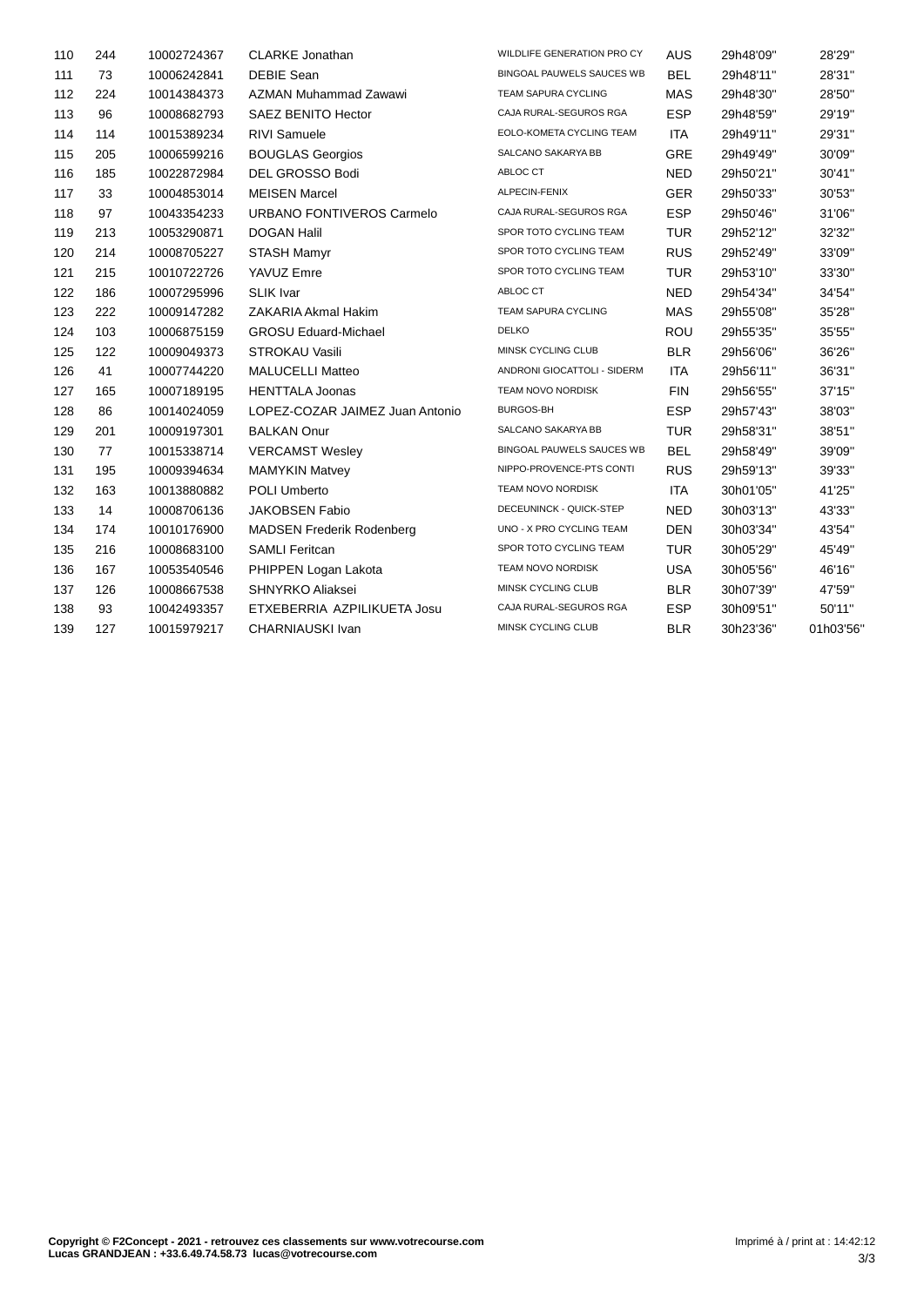| 110 | 244 | 10002724367 | CLARKE Jonathan | WILDLIFE GENERATION PRO CY | AUS | 29h48'09'' | 28'29'' |
|---|---|---|---|---|---|---|---|
| 111 | 73 | 10006242841 | DEBIE Sean | BINGOAL PAUWELS SAUCES WB | BEL | 29h48'11'' | 28'31'' |
| 112 | 224 | 10014384373 | AZMAN Muhammad Zawawi | TEAM SAPURA CYCLING | MAS | 29h48'30'' | 28'50'' |
| 113 | 96 | 10008682793 | SAEZ BENITO Hector | CAJA RURAL-SEGUROS RGA | ESP | 29h48'59'' | 29'19'' |
| 114 | 114 | 10015389234 | RIVI Samuele | EOLO-KOMETA CYCLING TEAM | ITA | 29h49'11'' | 29'31'' |
| 115 | 205 | 10006599216 | BOUGLAS Georgios | SALCANO SAKARYA BB | GRE | 29h49'49'' | 30'09'' |
| 116 | 185 | 10022872984 | DEL GROSSO Bodi | ABLOC CT | NED | 29h50'21'' | 30'41'' |
| 117 | 33 | 10004853014 | MEISEN Marcel | ALPECIN-FENIX | GER | 29h50'33'' | 30'53'' |
| 118 | 97 | 10043354233 | URBANO FONTIVEROS Carmelo | CAJA RURAL-SEGUROS RGA | ESP | 29h50'46'' | 31'06'' |
| 119 | 213 | 10053290871 | DOGAN Halil | SPOR TOTO CYCLING TEAM | TUR | 29h52'12'' | 32'32'' |
| 120 | 214 | 10008705227 | STASH Mamyr | SPOR TOTO CYCLING TEAM | RUS | 29h52'49'' | 33'09'' |
| 121 | 215 | 10010722726 | YAVUZ Emre | SPOR TOTO CYCLING TEAM | TUR | 29h53'10'' | 33'30'' |
| 122 | 186 | 10007295996 | SLIK Ivar | ABLOC CT | NED | 29h54'34'' | 34'54'' |
| 123 | 222 | 10009147282 | ZAKARIA Akmal Hakim | TEAM SAPURA CYCLING | MAS | 29h55'08'' | 35'28'' |
| 124 | 103 | 10006875159 | GROSU Eduard-Michael | DELKO | ROU | 29h55'35'' | 35'55'' |
| 125 | 122 | 10009049373 | STROKAU Vasili | MINSK CYCLING CLUB | BLR | 29h56'06'' | 36'26'' |
| 126 | 41 | 10007744220 | MALUCELLI Matteo | ANDRONI GIOCATTOLI - SIDERM | ITA | 29h56'11'' | 36'31'' |
| 127 | 165 | 10007189195 | HENTTALA Joonas | TEAM NOVO NORDISK | FIN | 29h56'55'' | 37'15'' |
| 128 | 86 | 10014024059 | LOPEZ-COZAR JAIMEZ Juan Antonio | BURGOS-BH | ESP | 29h57'43'' | 38'03'' |
| 129 | 201 | 10009197301 | BALKAN Onur | SALCANO SAKARYA BB | TUR | 29h58'31'' | 38'51'' |
| 130 | 77 | 10015338714 | VERCAMST Wesley | BINGOAL PAUWELS SAUCES WB | BEL | 29h58'49'' | 39'09'' |
| 131 | 195 | 10009394634 | MAMYKIN Matvey | NIPPO-PROVENCE-PTS CONTI | RUS | 29h59'13'' | 39'33'' |
| 132 | 163 | 10013880882 | POLI Umberto | TEAM NOVO NORDISK | ITA | 30h01'05'' | 41'25'' |
| 133 | 14 | 10008706136 | JAKOBSEN Fabio | DECEUNINCK - QUICK-STEP | NED | 30h03'13'' | 43'33'' |
| 134 | 174 | 10010176900 | MADSEN Frederik Rodenberg | UNO - X PRO CYCLING TEAM | DEN | 30h03'34'' | 43'54'' |
| 135 | 216 | 10008683100 | SAMLI Feritcan | SPOR TOTO CYCLING TEAM | TUR | 30h05'29'' | 45'49'' |
| 136 | 167 | 10053540546 | PHIPPEN Logan Lakota | TEAM NOVO NORDISK | USA | 30h05'56'' | 46'16'' |
| 137 | 126 | 10008667538 | SHNYRKO Aliaksei | MINSK CYCLING CLUB | BLR | 30h07'39'' | 47'59'' |
| 138 | 93 | 10042493357 | ETXEBERRIA AZPILIKUETA Josu | CAJA RURAL-SEGUROS RGA | ESP | 30h09'51'' | 50'11'' |
| 139 | 127 | 10015979217 | CHARNIAUSKI Ivan | MINSK CYCLING CLUB | BLR | 30h23'36'' | 01h03'56'' |

**Copyright © F2Concept - 2021 - retrouvez ces classements sur www.votrecourse.com**
**Lucas GRANDJEAN : +33.6.49.74.58.73 lucas@votrecourse.com**

Imprimé à / print at : 14:42:12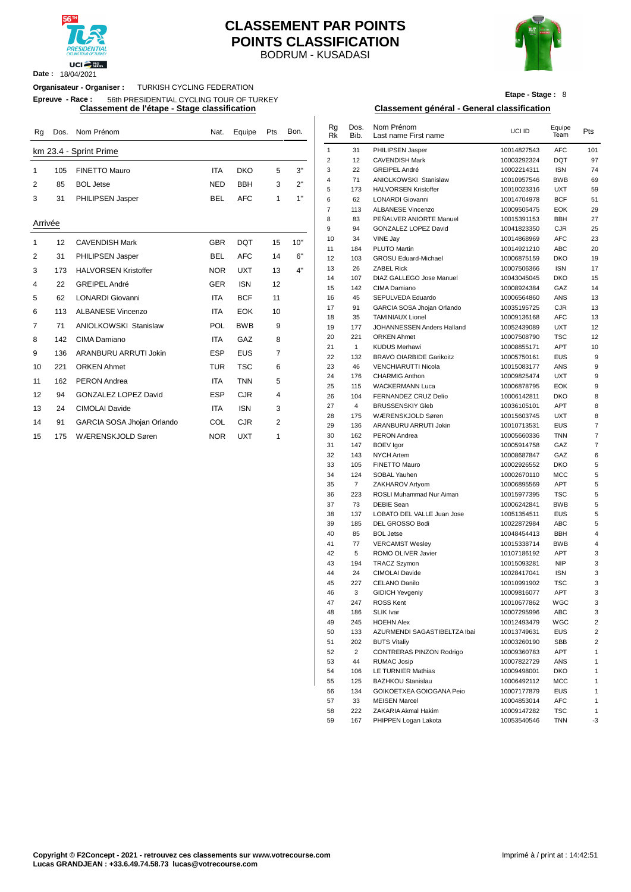# CLASSEMENT PAR POINTS
# POINTS CLASSIFICATION

BODRUM - KUSADASI

**Date :** 18/04/2021

**Organisateur - Organiser :** TURKISH CYCLING FEDERATION

**Epreuve - Race :** 56th PRESIDENTIAL CYCLING TOUR OF TURKEY

**Etape - Stage :** 8

## Classement de l'étape - Stage classification

### km 23.4 - Sprint Prime

| Rg | Dos. | Nom Prénom | Nat. | Equipe | Pts | Bon. |
|---|---|---|---|---|---|---|
| 1 | 105 | FINETTO Mauro | ITA | DKO | 5 | 3" |
| 2 | 85 | BOL Jetse | NED | BBH | 3 | 2" |
| 3 | 31 | PHILIPSEN Jasper | BEL | AFC | 1 | 1" |

### Arrivée

| Rg | Dos. | Nom Prénom | Nat. | Equipe | Pts | Bon. |
|---|---|---|---|---|---|---|
| 1 | 12 | CAVENDISH Mark | GBR | DQT | 15 | 10" |
| 2 | 31 | PHILIPSEN Jasper | BEL | AFC | 14 | 6" |
| 3 | 173 | HALVORSEN Kristoffer | NOR | UXT | 13 | 4" |
| 4 | 22 | GREIPEL André | GER | ISN | 12 | |
| 5 | 62 | LONARDI Giovanni | ITA | BCF | 11 | |
| 6 | 113 | ALBANESE Vincenzo | ITA | EOK | 10 | |
| 7 | 71 | ANIOLKOWSKI Stanislaw | POL | BWB | 9 | |
| 8 | 142 | CIMA Damiano | ITA | GAZ | 8 | |
| 9 | 136 | ARANBURU ARRUTI Jokin | ESP | EUS | 7 | |
| 10 | 221 | ORKEN Ahmet | TUR | TSC | 6 | |
| 11 | 162 | PERON Andrea | ITA | TNN | 5 | |
| 12 | 94 | GONZALEZ LOPEZ David | ESP | CJR | 4 | |
| 13 | 24 | CIMOLAI Davide | ITA | ISN | 3 | |
| 14 | 91 | GARCIA SOSA Jhojan Orlando | COL | CJR | 2 | |
| 15 | 175 | WÆRENSKJOLD Søren | NOR | UXT | 1 | |

## Classement général - General classification

| Rg Rk | Dos. Bib. | Nom Prénom Last name First name | UCI ID | Equipe Team | Pts |
|---|---|---|---|---|---|
| 1 | 31 | PHILIPSEN Jasper | 10014827543 | AFC | 101 |
| 2 | 12 | CAVENDISH Mark | 10003292324 | DQT | 97 |
| 3 | 22 | GREIPEL André | 10002214311 | ISN | 74 |
| 4 | 71 | ANIOLKOWSKI Stanislaw | 10010957546 | BWB | 69 |
| 5 | 173 | HALVORSEN Kristoffer | 10010023316 | UXT | 59 |
| 6 | 62 | LONARDI Giovanni | 10014704978 | BCF | 51 |
| 7 | 113 | ALBANESE Vincenzo | 10009505475 | EOK | 29 |
| 8 | 83 | PEÑALVER ANIORTE Manuel | 10015391153 | BBH | 27 |
| 9 | 94 | GONZALEZ LOPEZ David | 10041823350 | CJR | 25 |
| 10 | 34 | VINE Jay | 10014868969 | AFC | 23 |
| 11 | 184 | PLUTO Martin | 10014921210 | ABC | 20 |
| 12 | 103 | GROSU Eduard-Michael | 10006875159 | DKO | 19 |
| 13 | 26 | ZABEL Rick | 10007506366 | ISN | 17 |
| 14 | 107 | DIAZ GALLEGO Jose Manuel | 10043045045 | DKO | 15 |
| 15 | 142 | CIMA Damiano | 10008924384 | GAZ | 14 |
| 16 | 45 | SEPULVEDA Eduardo | 10006564860 | ANS | 13 |
| 17 | 91 | GARCIA SOSA Jhojan Orlando | 10035195725 | CJR | 13 |
| 18 | 35 | TAMINIAUX Lionel | 10009136168 | AFC | 13 |
| 19 | 177 | JOHANNESSEN Anders Halland | 10052439089 | UXT | 12 |
| 20 | 221 | ORKEN Ahmet | 10007508790 | TSC | 12 |
| 21 | 1 | KUDUS Merhawi | 10008855171 | APT | 10 |
| 22 | 132 | BRAVO OIARBIDE Garikoitz | 10005750161 | EUS | 9 |
| 23 | 46 | VENCHIARUTTI Nicola | 10015083177 | ANS | 9 |
| 24 | 176 | CHARMIG Anthon | 10009825474 | UXT | 9 |
| 25 | 115 | WACKERMANN Luca | 10006878795 | EOK | 9 |
| 26 | 104 | FERNANDEZ CRUZ Delio | 10006142811 | DKO | 8 |
| 27 | 4 | BRUSSENSKIY Gleb | 10036105101 | APT | 8 |
| 28 | 175 | WÆRENSKJOLD Søren | 10015603745 | UXT | 8 |
| 29 | 136 | ARANBURU ARRUTI Jokin | 10010713531 | EUS | 7 |
| 30 | 162 | PERON Andrea | 10005660336 | TNN | 7 |
| 31 | 147 | BOEV Igor | 10005914758 | GAZ | 7 |
| 32 | 143 | NYCH Artem | 10008687847 | GAZ | 6 |
| 33 | 105 | FINETTO Mauro | 10002926552 | DKO | 5 |
| 34 | 124 | SOBAL Yauhen | 10002670110 | MCC | 5 |
| 35 | 7 | ZAKHAROV Artyom | 10006895569 | APT | 5 |
| 36 | 223 | ROSLI Muhammad Nur Aiman | 10015977395 | TSC | 5 |
| 37 | 73 | DEBIE Sean | 10006242841 | BWB | 5 |
| 38 | 137 | LOBATO DEL VALLE Juan Jose | 10051354511 | EUS | 5 |
| 39 | 185 | DEL GROSSO Bodi | 10022872984 | ABC | 5 |
| 40 | 85 | BOL Jetse | 10048454413 | BBH | 4 |
| 41 | 77 | VERCAMST Wesley | 10015338714 | BWB | 4 |
| 42 | 5 | ROMO OLIVER Javier | 10107186192 | APT | 3 |
| 43 | 194 | TRACZ Szymon | 10015093281 | NIP | 3 |
| 44 | 24 | CIMOLAI Davide | 10028417041 | ISN | 3 |
| 45 | 227 | CELANO Danilo | 10010991902 | TSC | 3 |
| 46 | 3 | GIDICH Yevgeniy | 10009816077 | APT | 3 |
| 47 | 247 | ROSS Kent | 10010677862 | WGC | 3 |
| 48 | 186 | SLIK Ivar | 10007295996 | ABC | 3 |
| 49 | 245 | HOEHN Alex | 10012493479 | WGC | 2 |
| 50 | 133 | AZURMENDI SAGASTIBELTZA Ibai | 10013749631 | EUS | 2 |
| 51 | 202 | BUTS Vitaliy | 10003260190 | SBB | 2 |
| 52 | 2 | CONTRERAS PINZON Rodrigo | 10009360783 | APT | 1 |
| 53 | 44 | RUMAC Josip | 10007822729 | ANS | 1 |
| 54 | 106 | LE TURNIER Mathias | 10009498001 | DKO | 1 |
| 55 | 125 | BAZHKOU Stanislau | 10006492112 | MCC | 1 |
| 56 | 134 | GOIKOETXEA GOIOGANA Peio | 10007177879 | EUS | 1 |
| 57 | 33 | MEISEN Marcel | 10004853014 | AFC | 1 |
| 58 | 222 | ZAKARIA Akmal Hakim | 10009147282 | TSC | 1 |
| 59 | 167 | PHIPPEN Logan Lakota | 10053540546 | TNN | -3 |

**Copyright © F2Concept - 2021 - retrouvez ces classements sur www.votrecourse.com**
**Lucas GRANDJEAN : +33.6.49.74.58.73 lucas@votrecourse.com**

Imprimé à / print at : 14:42:51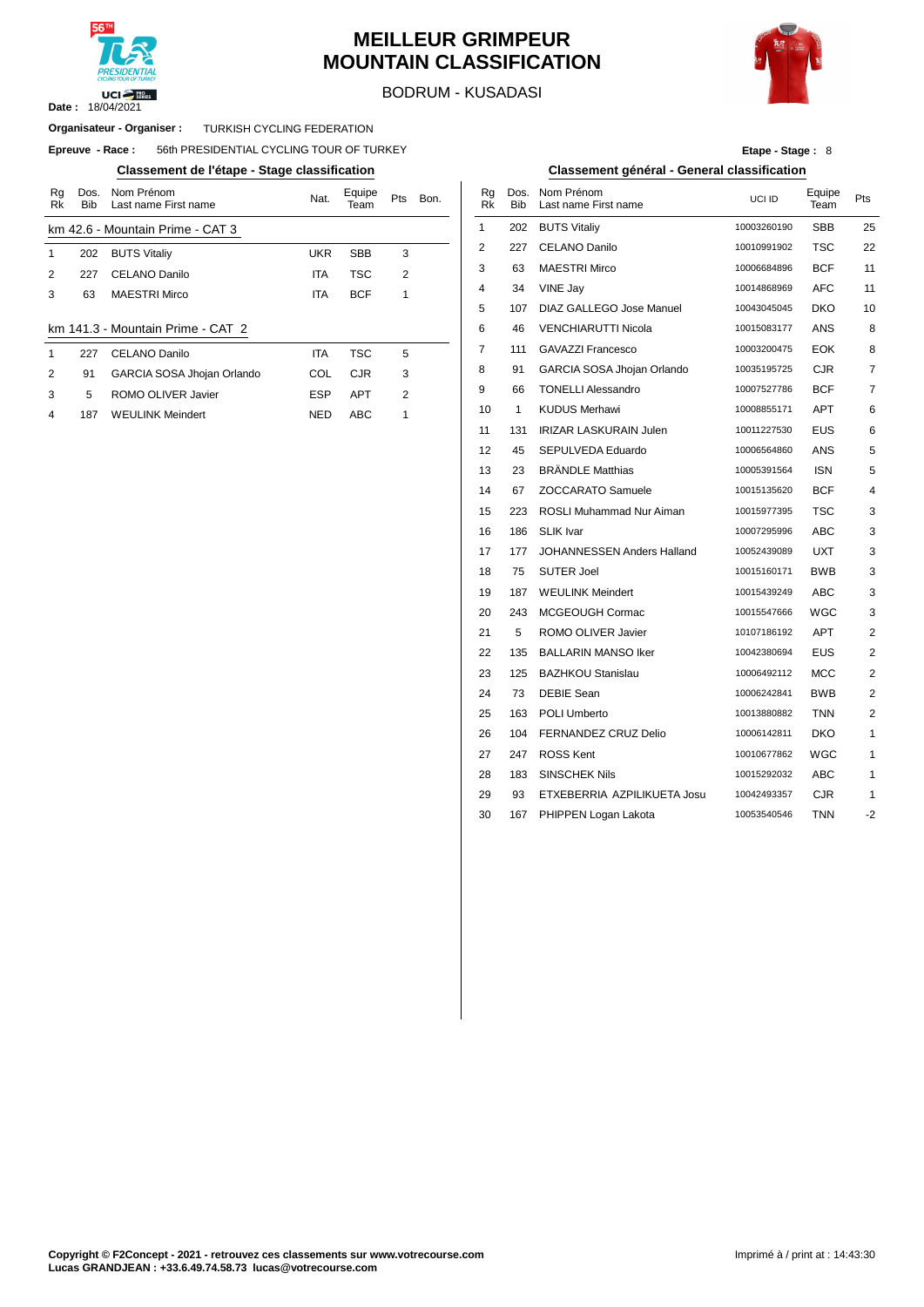# MEILLEUR GRIMPEUR
# MOUNTAIN CLASSIFICATION

BODRUM - KUSADASI

**Date :** 18/04/2021

**Organisateur - Organiser :** TURKISH CYCLING FEDERATION

**Epreuve - Race :** 56th PRESIDENTIAL CYCLING TOUR OF TURKEY

**Etape - Stage :** 8

## Classement de l'étape - Stage classification

**km 42.6 - Mountain Prime - CAT 3**

| Rg Rk | Dos. Bib | Nom Prénom Last name First name | Nat. | Equipe Team | Pts | Bon. |
|---|---|---|---|---|---|---|
| 1 | 202 | BUTS Vitaliy | UKR | SBB | 3 | |
| 2 | 227 | CELANO Danilo | ITA | TSC | 2 | |
| 3 | 63 | MAESTRI Mirco | ITA | BCF | 1 | |

**km 141.3 - Mountain Prime - CAT 2**

| Rg Rk | Dos. Bib | Nom Prénom Last name First name | Nat. | Equipe Team | Pts | Bon. |
|---|---|---|---|---|---|---|
| 1 | 227 | CELANO Danilo | ITA | TSC | 5 | |
| 2 | 91 | GARCIA SOSA Jhojan Orlando | COL | CJR | 3 | |
| 3 | 5 | ROMO OLIVER Javier | ESP | APT | 2 | |
| 4 | 187 | WEULINK Meindert | NED | ABC | 1 | |

## Classement général - General classification

| Rg Rk | Dos. Bib | Nom Prénom Last name First name | UCI ID | Equipe Team | Pts |
|---|---|---|---|---|---|
| 1 | 202 | BUTS Vitaliy | 10003260190 | SBB | 25 |
| 2 | 227 | CELANO Danilo | 10010991902 | TSC | 22 |
| 3 | 63 | MAESTRI Mirco | 10006684896 | BCF | 11 |
| 4 | 34 | VINE Jay | 10014868969 | AFC | 11 |
| 5 | 107 | DIAZ GALLEGO Jose Manuel | 10043045045 | DKO | 10 |
| 6 | 46 | VENCHIARUTTI Nicola | 10015083177 | ANS | 8 |
| 7 | 111 | GAVAZZI Francesco | 10003200475 | EOK | 8 |
| 8 | 91 | GARCIA SOSA Jhojan Orlando | 10035195725 | CJR | 7 |
| 9 | 66 | TONELLI Alessandro | 10007527786 | BCF | 7 |
| 10 | 1 | KUDUS Merhawi | 10008855171 | APT | 6 |
| 11 | 131 | IRIZAR LASKURAIN Julen | 10011227530 | EUS | 6 |
| 12 | 45 | SEPULVEDA Eduardo | 10006564860 | ANS | 5 |
| 13 | 23 | BRÄNDLE Matthias | 10005391564 | ISN | 5 |
| 14 | 67 | ZOCCARATO Samuele | 10015135620 | BCF | 4 |
| 15 | 223 | ROSLI Muhammad Nur Aiman | 10015977395 | TSC | 3 |
| 16 | 186 | SLIK Ivar | 10007295996 | ABC | 3 |
| 17 | 177 | JOHANNESSEN Anders Halland | 10052439089 | UXT | 3 |
| 18 | 75 | SUTER Joel | 10015160171 | BWB | 3 |
| 19 | 187 | WEULINK Meindert | 10015439249 | ABC | 3 |
| 20 | 243 | MCGEOUGH Cormac | 10015547666 | WGC | 3 |
| 21 | 5 | ROMO OLIVER Javier | 10107186192 | APT | 2 |
| 22 | 135 | BALLARIN MANSO Iker | 10042380694 | EUS | 2 |
| 23 | 125 | BAZHKOU Stanislau | 10006492112 | MCC | 2 |
| 24 | 73 | DEBIE Sean | 10006242841 | BWB | 2 |
| 25 | 163 | POLI Umberto | 10013880882 | TNN | 2 |
| 26 | 104 | FERNANDEZ CRUZ Delio | 10006142811 | DKO | 1 |
| 27 | 247 | ROSS Kent | 10010677862 | WGC | 1 |
| 28 | 183 | SINSCHEK Nils | 10015292032 | ABC | 1 |
| 29 | 93 | ETXEBERRIA AZPILIKUETA Josu | 10042493357 | CJR | 1 |
| 30 | 167 | PHIPPEN Logan Lakota | 10053540546 | TNN | -2 |

**Copyright © F2Concept - 2021 - retrouvez ces classements sur www.votrecourse.com**
**Lucas GRANDJEAN : +33.6.49.74.58.73 lucas@votrecourse.com**

Imprimé à / print at : 14:43:30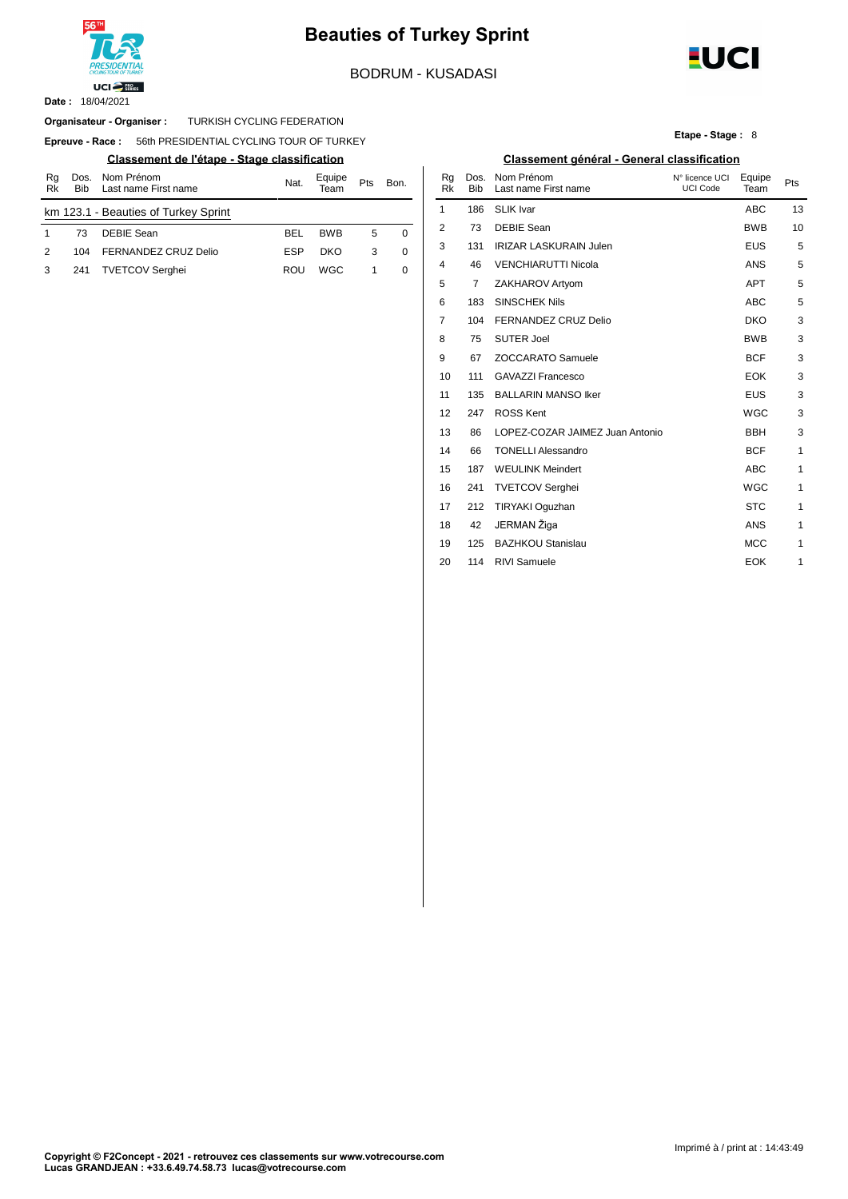# Beauties of Turkey Sprint

BODRUM - KUSADASI

**Date :** 18/04/2021

**Organisateur - Organiser :** TURKISH CYCLING FEDERATION

**Epreuve - Race :** 56th PRESIDENTIAL CYCLING TOUR OF TURKEY

**Etape - Stage :** 8

## Classement de l'étape - Stage classification

| Rg Rk | Dos. Bib | Nom Prénom Last name First name | Nat. | Equipe Team | Pts | Bon. |
|---|---|---|---|---|---|---|
| km 123.1 - Beauties of Turkey Sprint | | | | | | |
| 1 | 73 | DEBIE Sean | BEL | BWB | 5 | 0 |
| 2 | 104 | FERNANDEZ CRUZ Delio | ESP | DKO | 3 | 0 |
| 3 | 241 | TVETCOV Serghei | ROU | WGC | 1 | 0 |

## Classement général - General classification

| Rg Rk | Dos. Bib | Nom Prénom Last name First name | N° licence UCI UCI Code | Equipe Team | Pts |
|---|---|---|---|---|---|
| 1 | 186 | SLIK Ivar | | ABC | 13 |
| 2 | 73 | DEBIE Sean | | BWB | 10 |
| 3 | 131 | IRIZAR LASKURAIN Julen | | EUS | 5 |
| 4 | 46 | VENCHIARUTTI Nicola | | ANS | 5 |
| 5 | 7 | ZAKHAROV Artyom | | APT | 5 |
| 6 | 183 | SINSCHEK Nils | | ABC | 5 |
| 7 | 104 | FERNANDEZ CRUZ Delio | | DKO | 3 |
| 8 | 75 | SUTER Joel | | BWB | 3 |
| 9 | 67 | ZOCCARATO Samuele | | BCF | 3 |
| 10 | 111 | GAVAZZI Francesco | | EOK | 3 |
| 11 | 135 | BALLARIN MANSO Iker | | EUS | 3 |
| 12 | 247 | ROSS Kent | | WGC | 3 |
| 13 | 86 | LOPEZ-COZAR JAIMEZ Juan Antonio | | BBH | 3 |
| 14 | 66 | TONELLI Alessandro | | BCF | 1 |
| 15 | 187 | WEULINK Meindert | | ABC | 1 |
| 16 | 241 | TVETCOV Serghei | | WGC | 1 |
| 17 | 212 | TIRYAKI Oguzhan | | STC | 1 |
| 18 | 42 | JERMAN Žiga | | ANS | 1 |
| 19 | 125 | BAZHKOU Stanislau | | MCC | 1 |
| 20 | 114 | RIVI Samuele | | EOK | 1 |

Imprimé à / print at : 14:43:49

**Copyright © F2Concept - 2021 - retrouvez ces classements sur www.votrecourse.com**
**Lucas GRANDJEAN : +33.6.49.74.58.73 lucas@votrecourse.com**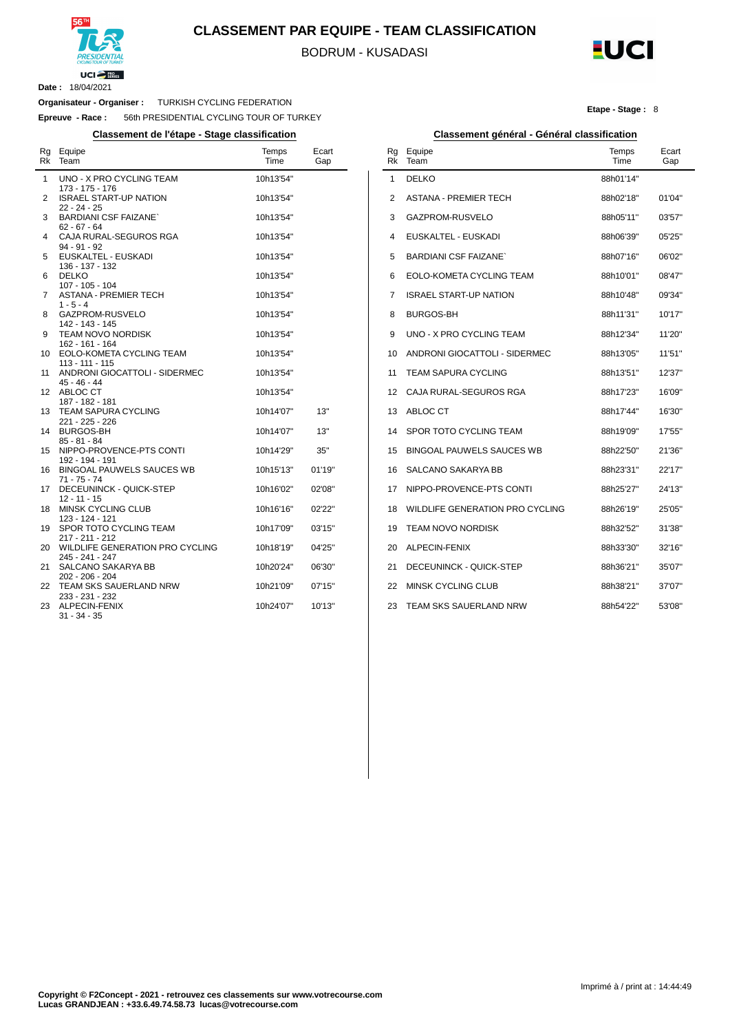# CLASSEMENT PAR EQUIPE - TEAM CLASSIFICATION

BODRUM - KUSADASI

**Date :** 18/04/2021

**Organisateur - Organiser :** TURKISH CYCLING FEDERATION

**Epreuve - Race :** 56th PRESIDENTIAL CYCLING TOUR OF TURKEY

**Etape - Stage :** 8

## Classement de l'étape - Stage classification

| Rg Rk | Equipe Team | Temps Time | Ecart Gap |
|---|---|---|---|
| 1 | UNO - X PRO CYCLING TEAM<br>173 - 175 - 176 | 10h13'54'' | |
| 2 | ISRAEL START-UP NATION<br>22 - 24 - 25 | 10h13'54'' | |
| 3 | BARDIANI CSF FAIZANE`<br>62 - 67 - 64 | 10h13'54'' | |
| 4 | CAJA RURAL-SEGUROS RGA<br>94 - 91 - 92 | 10h13'54'' | |
| 5 | EUSKALTEL - EUSKADI<br>136 - 137 - 132 | 10h13'54'' | |
| 6 | DELKO<br>107 - 105 - 104 | 10h13'54'' | |
| 7 | ASTANA - PREMIER TECH<br>1 - 5 - 4 | 10h13'54'' | |
| 8 | GAZPROM-RUSVELO<br>142 - 143 - 145 | 10h13'54'' | |
| 9 | TEAM NOVO NORDISK<br>162 - 161 - 164 | 10h13'54'' | |
| 10 | EOLO-KOMETA CYCLING TEAM<br>113 - 111 - 115 | 10h13'54'' | |
| 11 | ANDRONI GIOCATTOLI - SIDERMEC<br>45 - 46 - 44 | 10h13'54'' | |
| 12 | ABLOC CT<br>187 - 182 - 181 | 10h13'54'' | |
| 13 | TEAM SAPURA CYCLING<br>221 - 225 - 226 | 10h14'07'' | 13'' |
| 14 | BURGOS-BH<br>85 - 81 - 84 | 10h14'07'' | 13'' |
| 15 | NIPPO-PROVENCE-PTS CONTI<br>192 - 194 - 191 | 10h14'29'' | 35'' |
| 16 | BINGOAL PAUWELS SAUCES WB<br>71 - 75 - 74 | 10h15'13'' | 01'19'' |
| 17 | DECEUNINCK - QUICK-STEP<br>12 - 11 - 15 | 10h16'02'' | 02'08'' |
| 18 | MINSK CYCLING CLUB<br>123 - 124 - 121 | 10h16'16'' | 02'22'' |
| 19 | SPOR TOTO CYCLING TEAM<br>217 - 211 - 212 | 10h17'09'' | 03'15'' |
| 20 | WILDLIFE GENERATION PRO CYCLING<br>245 - 241 - 247 | 10h18'19'' | 04'25'' |
| 21 | SALCANO SAKARYA BB<br>202 - 206 - 204 | 10h20'24'' | 06'30'' |
| 22 | TEAM SKS SAUERLAND NRW<br>233 - 231 - 232 | 10h21'09'' | 07'15'' |
| 23 | ALPECIN-FENIX<br>31 - 34 - 35 | 10h24'07'' | 10'13'' |

## Classement général - Général classification

| Rg Rk | Equipe Team | Temps Time | Ecart Gap |
|---|---|---|---|
| 1 | DELKO | 88h01'14'' | |
| 2 | ASTANA - PREMIER TECH | 88h02'18'' | 01'04'' |
| 3 | GAZPROM-RUSVELO | 88h05'11'' | 03'57'' |
| 4 | EUSKALTEL - EUSKADI | 88h06'39'' | 05'25'' |
| 5 | BARDIANI CSF FAIZANE` | 88h07'16'' | 06'02'' |
| 6 | EOLO-KOMETA CYCLING TEAM | 88h10'01'' | 08'47'' |
| 7 | ISRAEL START-UP NATION | 88h10'48'' | 09'34'' |
| 8 | BURGOS-BH | 88h11'31'' | 10'17'' |
| 9 | UNO - X PRO CYCLING TEAM | 88h12'34'' | 11'20'' |
| 10 | ANDRONI GIOCATTOLI - SIDERMEC | 88h13'05'' | 11'51'' |
| 11 | TEAM SAPURA CYCLING | 88h13'51'' | 12'37'' |
| 12 | CAJA RURAL-SEGUROS RGA | 88h17'23'' | 16'09'' |
| 13 | ABLOC CT | 88h17'44'' | 16'30'' |
| 14 | SPOR TOTO CYCLING TEAM | 88h19'09'' | 17'55'' |
| 15 | BINGOAL PAUWELS SAUCES WB | 88h22'50'' | 21'36'' |
| 16 | SALCANO SAKARYA BB | 88h23'31'' | 22'17'' |
| 17 | NIPPO-PROVENCE-PTS CONTI | 88h25'27'' | 24'13'' |
| 18 | WILDLIFE GENERATION PRO CYCLING | 88h26'19'' | 25'05'' |
| 19 | TEAM NOVO NORDISK | 88h32'52'' | 31'38'' |
| 20 | ALPECIN-FENIX | 88h33'30'' | 32'16'' |
| 21 | DECEUNINCK - QUICK-STEP | 88h36'21'' | 35'07'' |
| 22 | MINSK CYCLING CLUB | 88h38'21'' | 37'07'' |
| 23 | TEAM SKS SAUERLAND NRW | 88h54'22'' | 53'08'' |

Imprimé à / print at : 14:44:49

**Copyright © F2Concept - 2021 - retrouvez ces classements sur www.votrecourse.com**
**Lucas GRANDJEAN : +33.6.49.74.58.73 lucas@votrecourse.com**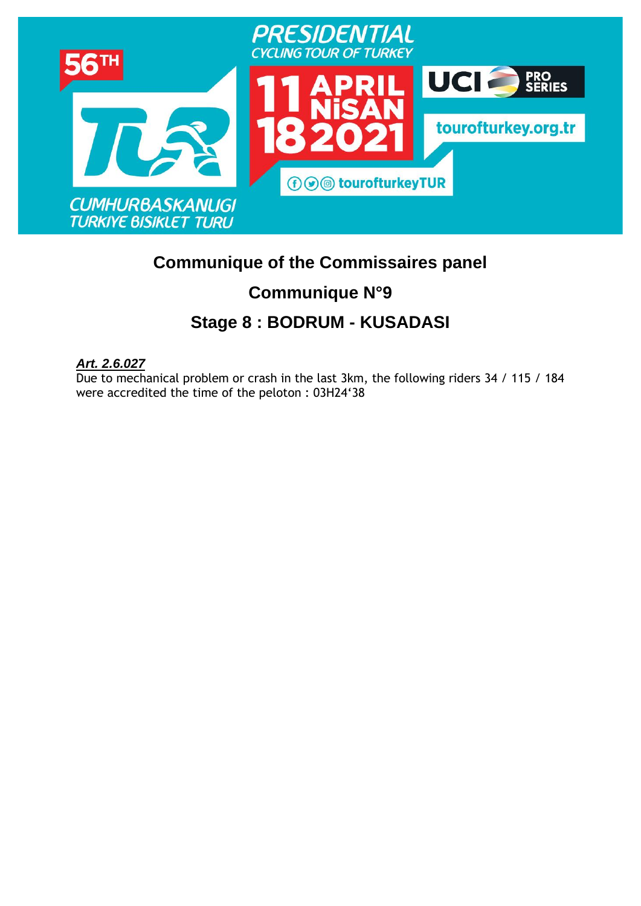# Communique of the Commissaires panel

## Communique N°9

## Stage 8 : BODRUM - KUSADASI

***Art. 2.6.027***

Due to mechanical problem or crash in the last 3km, the following riders 34 / 115 / 184 were accredited the time of the peloton : 03H24'38